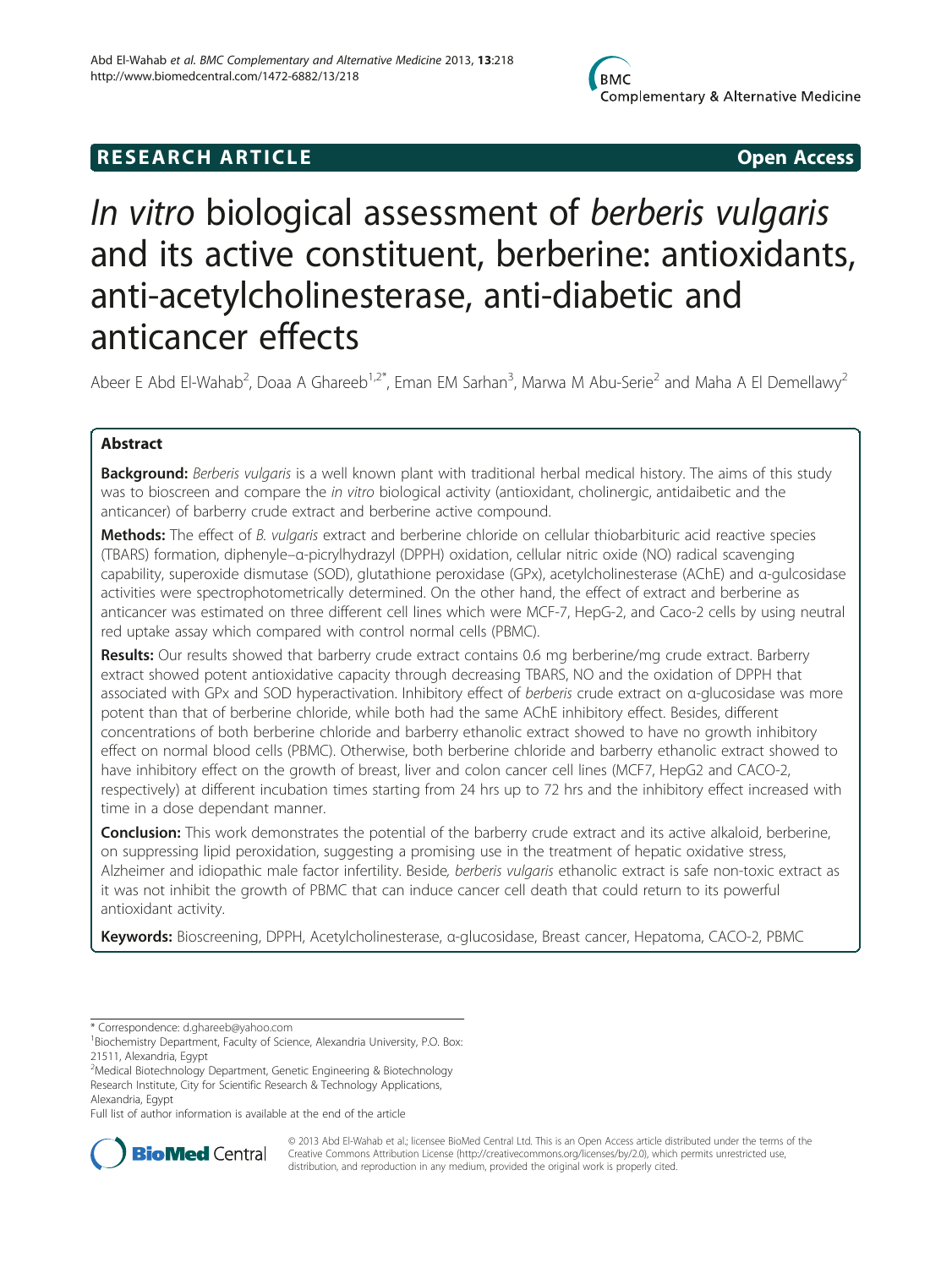RESEARCH ARTICLE Open Access

# *In vitro* biological assessment of *berberis vulgaris* and its active constituent, berberine: antioxidants, anti-acetylcholinesterase, anti-diabetic and anticancer effects

Abeer E Abd El-Wahab[2], Doaa A Ghareeb[1,2*], Eman EM Sarhan[3], Marwa M Abu-Serie[2] and Maha A El Demellawy[2]

## Abstract

**Background:** *Berberis vulgaris* is a well known plant with traditional herbal medical history. The aims of this study was to bioscreen and compare the *in vitro* biological activity (antioxidant, cholinergic, antidaibetic and the anticancer) of barberry crude extract and berberine active compound.

**Methods:** The effect of *B. vulgaris* extract and berberine chloride on cellular thiobarbituric acid reactive species (TBARS) formation, diphenyle–α-picrylhydrazyl (DPPH) oxidation, cellular nitric oxide (NO) radical scavenging capability, superoxide dismutase (SOD), glutathione peroxidase (GPx), acetylcholinesterase (AChE) and α-gulcosidase activities were spectrophotometrically determined. On the other hand, the effect of extract and berberine as anticancer was estimated on three different cell lines which were MCF-7, HepG-2, and Caco-2 cells by using neutral red uptake assay which compared with control normal cells (PBMC).

**Results:** Our results showed that barberry crude extract contains 0.6 mg berberine/mg crude extract. Barberry extract showed potent antioxidative capacity through decreasing TBARS, NO and the oxidation of DPPH that associated with GPx and SOD hyperactivation. Inhibitory effect of *berberis* crude extract on α-glucosidase was more potent than that of berberine chloride, while both had the same AChE inhibitory effect. Besides, different concentrations of both berberine chloride and barberry ethanolic extract showed to have no growth inhibitory effect on normal blood cells (PBMC). Otherwise, both berberine chloride and barberry ethanolic extract showed to have inhibitory effect on the growth of breast, liver and colon cancer cell lines (MCF7, HepG2 and CACO-2, respectively) at different incubation times starting from 24 hrs up to 72 hrs and the inhibitory effect increased with time in a dose dependant manner.

**Conclusion:** This work demonstrates the potential of the barberry crude extract and its active alkaloid, berberine, on suppressing lipid peroxidation, suggesting a promising use in the treatment of hepatic oxidative stress, Alzheimer and idiopathic male factor infertility. Beside, *berberis vulgaris* ethanolic extract is safe non-toxic extract as it was not inhibit the growth of PBMC that can induce cancer cell death that could return to its powerful antioxidant activity.

**Keywords:** Bioscreening, DPPH, Acetylcholinesterase, α-glucosidase, Breast cancer, Hepatoma, CACO-2, PBMC

---

\* Correspondence: d.ghareeb@yahoo.com
[1]Biochemistry Department, Faculty of Science, Alexandria University, P.O. Box: 21511, Alexandria, Egypt
[2]Medical Biotechnology Department, Genetic Engineering & Biotechnology Research Institute, City for Scientific Research & Technology Applications, Alexandria, Egypt
Full list of author information is available at the end of the article

© 2013 Abd El-Wahab et al.; licensee BioMed Central Ltd. This is an Open Access article distributed under the terms of the Creative Commons Attribution License (http://creativecommons.org/licenses/by/2.0), which permits unrestricted use, distribution, and reproduction in any medium, provided the original work is properly cited.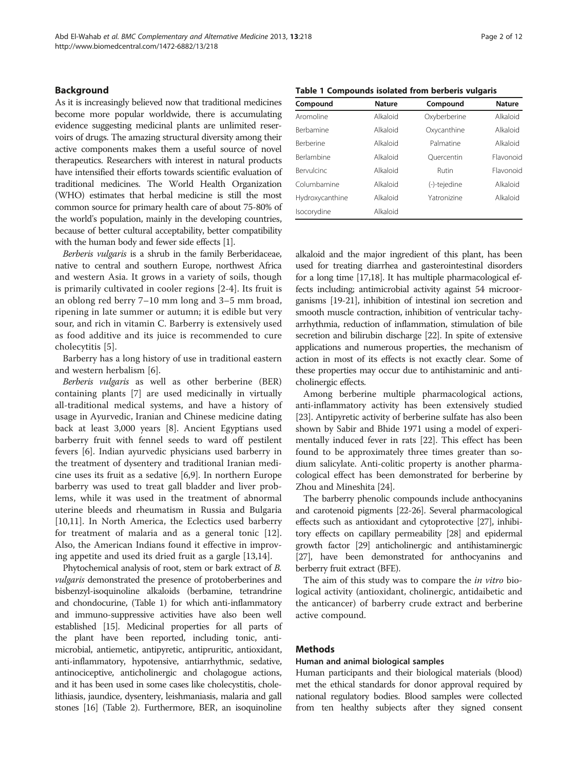## Background

As it is increasingly believed now that traditional medicines become more popular worldwide, there is accumulating evidence suggesting medicinal plants are unlimited reservoirs of drugs. The amazing structural diversity among their active components makes them a useful source of novel therapeutics. Researchers with interest in natural products have intensified their efforts towards scientific evaluation of traditional medicines. The World Health Organization (WHO) estimates that herbal medicine is still the most common source for primary health care of about 75-80% of the world's population, mainly in the developing countries, because of better cultural acceptability, better compatibility with the human body and fewer side effects [1].

*Berberis vulgaris* is a shrub in the family Berberidaceae, native to central and southern Europe, northwest Africa and western Asia. It grows in a variety of soils, though is primarily cultivated in cooler regions [2-4]. Its fruit is an oblong red berry 7–10 mm long and 3–5 mm broad, ripening in late summer or autumn; it is edible but very sour, and rich in vitamin C. Barberry is extensively used as food additive and its juice is recommended to cure cholecytitis [5].

Barberry has a long history of use in traditional eastern and western herbalism [6].

*Berberis vulgaris* as well as other berberine (BER) containing plants [7] are used medicinally in virtually all-traditional medical systems, and have a history of usage in Ayurvedic, Iranian and Chinese medicine dating back at least 3,000 years [8]. Ancient Egyptians used barberry fruit with fennel seeds to ward off pestilent fevers [6]. Indian ayurvedic physicians used barberry in the treatment of dysentery and traditional Iranian medicine uses its fruit as a sedative [6,9]. In northern Europe barberry was used to treat gall bladder and liver problems, while it was used in the treatment of abnormal uterine bleeds and rheumatism in Russia and Bulgaria [10,11]. In North America, the Eclectics used barberry for treatment of malaria and as a general tonic [12]. Also, the American Indians found it effective in improving appetite and used its dried fruit as a gargle [13,14].

Phytochemical analysis of root, stem or bark extract of *B. vulgaris* demonstrated the presence of protoberberines and bisbenzyl-isoquinoline alkaloids (berbamine, tetrandrine and chondocurine, (Table 1) for which anti-inflammatory and immuno-suppressive activities have also been well established [15]. Medicinal properties for all parts of the plant have been reported, including tonic, antimicrobial, antiemetic, antipyretic, antipruritic, antioxidant, anti-inflammatory, hypotensive, antiarrhythmic, sedative, antinociceptive, anticholinergic and cholagogue actions, and it has been used in some cases like cholecystitis, cholelithiasis, jaundice, dysentery, leishmaniasis, malaria and gall stones [16] (Table 2). Furthermore, BER, an isoquinoline alkaloid and the major ingredient of this plant, has been used for treating diarrhea and gasterointestinal disorders for a long time [17,18]. It has multiple pharmacological effects including; antimicrobial activity against 54 microorganisms [19-21], inhibition of intestinal ion secretion and smooth muscle contraction, inhibition of ventricular tachyarrhythmia, reduction of inflammation, stimulation of bile secretion and bilirubin discharge [22]. In spite of extensive applications and numerous properties, the mechanism of action in most of its effects is not exactly clear. Some of these properties may occur due to antihistaminic and anticholinergic effects.

**Table 1 Compounds isolated from berberis vulgaris**

| Compound | Nature | Compound | Nature |
|---|---|---|---|
| Aromoline | Alkaloid | Oxyberberine | Alkaloid |
| Berbamine | Alkaloid | Oxycanthine | Alkaloid |
| Berberine | Alkaloid | Palmatine | Alkaloid |
| Berlambine | Alkaloid | Quercentin | Flavonoid |
| Bervulcinc | Alkaloid | Rutin | Flavonoid |
| Columbamine | Alkaloid | (-)-tejedine | Alkaloid |
| Hydroxycanthine | Alkaloid | Yatronizine | Alkaloid |
| Isocorydine | Alkaloid | | |

Among berberine multiple pharmacological actions, anti-inflammatory activity has been extensively studied [23]. Antipyretic activity of berberine sulfate has also been shown by Sabir and Bhide 1971 using a model of experimentally induced fever in rats [22]. This effect has been found to be approximately three times greater than sodium salicylate. Anti-colitic property is another pharmacological effect has been demonstrated for berberine by Zhou and Mineshita [24].

The barberry phenolic compounds include anthocyanins and carotenoid pigments [22-26]. Several pharmacological effects such as antioxidant and cytoprotective [27], inhibitory effects on capillary permeability [28] and epidermal growth factor [29] anticholinergic and antihistaminergic [27], have been demonstrated for anthocyanins and berberry fruit extract (BFE).

The aim of this study was to compare the *in vitro* biological activity (antioxidant, cholinergic, antidaibetic and the anticancer) of barberry crude extract and berberine active compound.

## Methods

### Human and animal biological samples

Human participants and their biological materials (blood) met the ethical standards for donor approval required by national regulatory bodies. Blood samples were collected from ten healthy subjects after they signed consent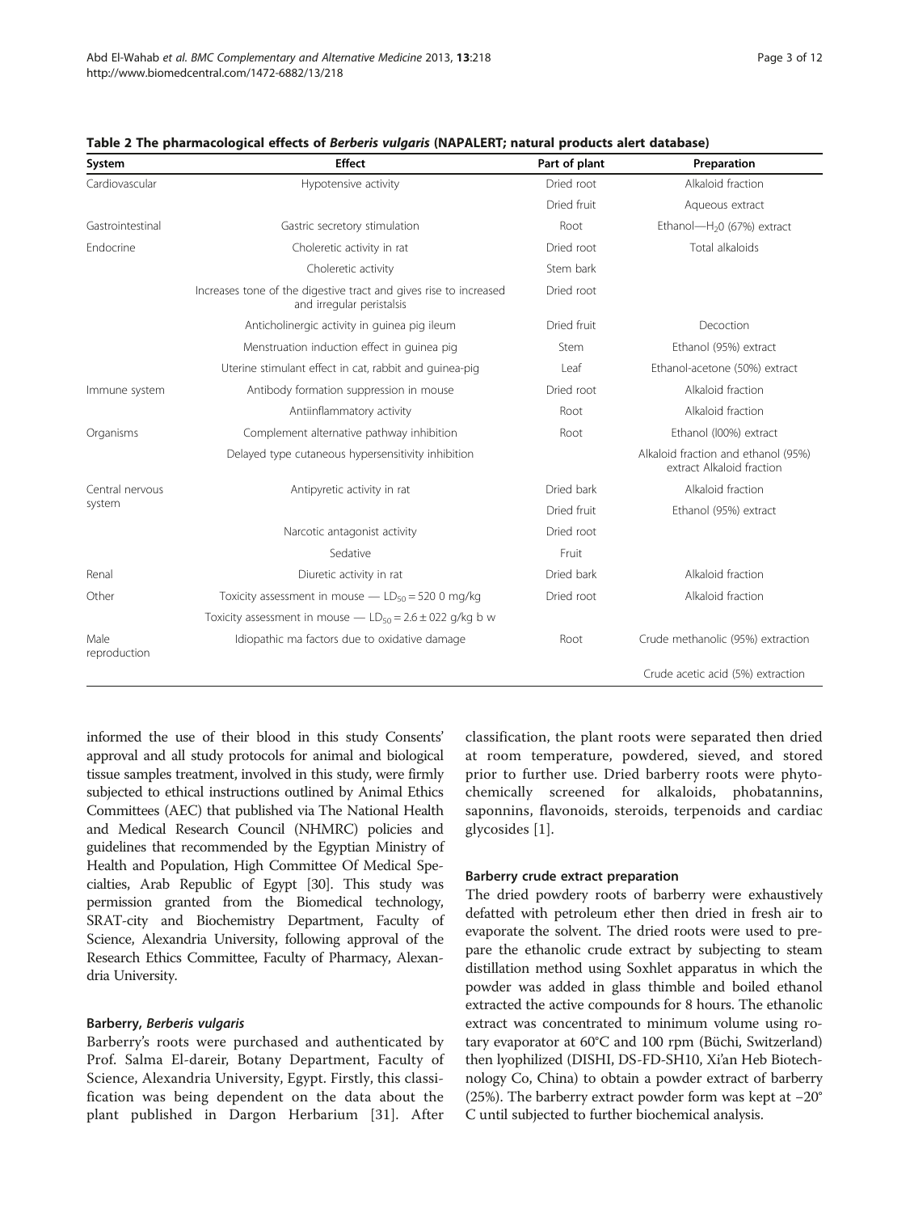**Table 2 The pharmacological effects of *Berberis vulgaris* (NAPALERT; natural products alert database)**

| System | Effect | Part of plant | Preparation |
|---|---|---|---|
| Cardiovascular | Hypotensive activity | Dried root | Alkaloid fraction |
| | | Dried fruit | Aqueous extract |
| Gastrointestinal | Gastric secretory stimulation | Root | Ethanol—$H_2O$ (67%) extract |
| Endocrine | Choleretic activity in rat | Dried root | Total alkaloids |
| | Choleretic activity | Stem bark | |
| | Increases tone of the digestive tract and gives rise to increased and irregular peristalsis | Dried root | |
| | Anticholinergic activity in guinea pig ileum | Dried fruit | Decoction |
| | Menstruation induction effect in guinea pig | Stem | Ethanol (95%) extract |
| | Uterine stimulant effect in cat, rabbit and guinea-pig | Leaf | Ethanol-acetone (50%) extract |
| Immune system | Antibody formation suppression in mouse | Dried root | Alkaloid fraction |
| | Antiinflammatory activity | Root | Alkaloid fraction |
| Organisms | Complement alternative pathway inhibition | Root | Ethanol (l00%) extract |
| | Delayed type cutaneous hypersensitivity inhibition | | Alkaloid fraction and ethanol (95%) extract Alkaloid fraction |
| Central nervous system | Antipyretic activity in rat | Dried bark | Alkaloid fraction |
| | | Dried fruit | Ethanol (95%) extract |
| | Narcotic antagonist activity | Dried root | |
| | Sedative | Fruit | |
| Renal | Diuretic activity in rat | Dried bark | Alkaloid fraction |
| Other | Toxicity assessment in mouse — $LD_{50}$ = 520 0 mg/kg | Dried root | Alkaloid fraction |
| | Toxicity assessment in mouse — $LD_{50} = 2.6 \pm 022$ g/kg b w | | |
| Male reproduction | Idiopathic ma factors due to oxidative damage | Root | Crude methanolic (95%) extraction |
| | | | Crude acetic acid (5%) extraction |

informed the use of their blood in this study Consents' approval and all study protocols for animal and biological tissue samples treatment, involved in this study, were firmly subjected to ethical instructions outlined by Animal Ethics Committees (AEC) that published via The National Health and Medical Research Council (NHMRC) policies and guidelines that recommended by the Egyptian Ministry of Health and Population, High Committee Of Medical Specialties, Arab Republic of Egypt [30]. This study was permission granted from the Biomedical technology, SRAT-city and Biochemistry Department, Faculty of Science, Alexandria University, following approval of the Research Ethics Committee, Faculty of Pharmacy, Alexandria University.

### Barberry, *Berberis vulgaris*

Barberry's roots were purchased and authenticated by Prof. Salma El-dareir, Botany Department, Faculty of Science, Alexandria University, Egypt. Firstly, this classification was being dependent on the data about the plant published in Dargon Herbarium [31]. After classification, the plant roots were separated then dried at room temperature, powdered, sieved, and stored prior to further use. Dried barberry roots were phytochemically screened for alkaloids, phobatannins, saponnins, flavonoids, steroids, terpenoids and cardiac glycosides [1].

### Barberry crude extract preparation

The dried powdery roots of barberry were exhaustively defatted with petroleum ether then dried in fresh air to evaporate the solvent. The dried roots were used to prepare the ethanolic crude extract by subjecting to steam distillation method using Soxhlet apparatus in which the powder was added in glass thimble and boiled ethanol extracted the active compounds for 8 hours. The ethanolic extract was concentrated to minimum volume using rotary evaporator at 60°C and 100 rpm (Büchi, Switzerland) then lyophilized (DISHI, DS-FD-SH10, Xi'an Heb Biotechnology Co, China) to obtain a powder extract of barberry (25%). The barberry extract powder form was kept at −20° C until subjected to further biochemical analysis.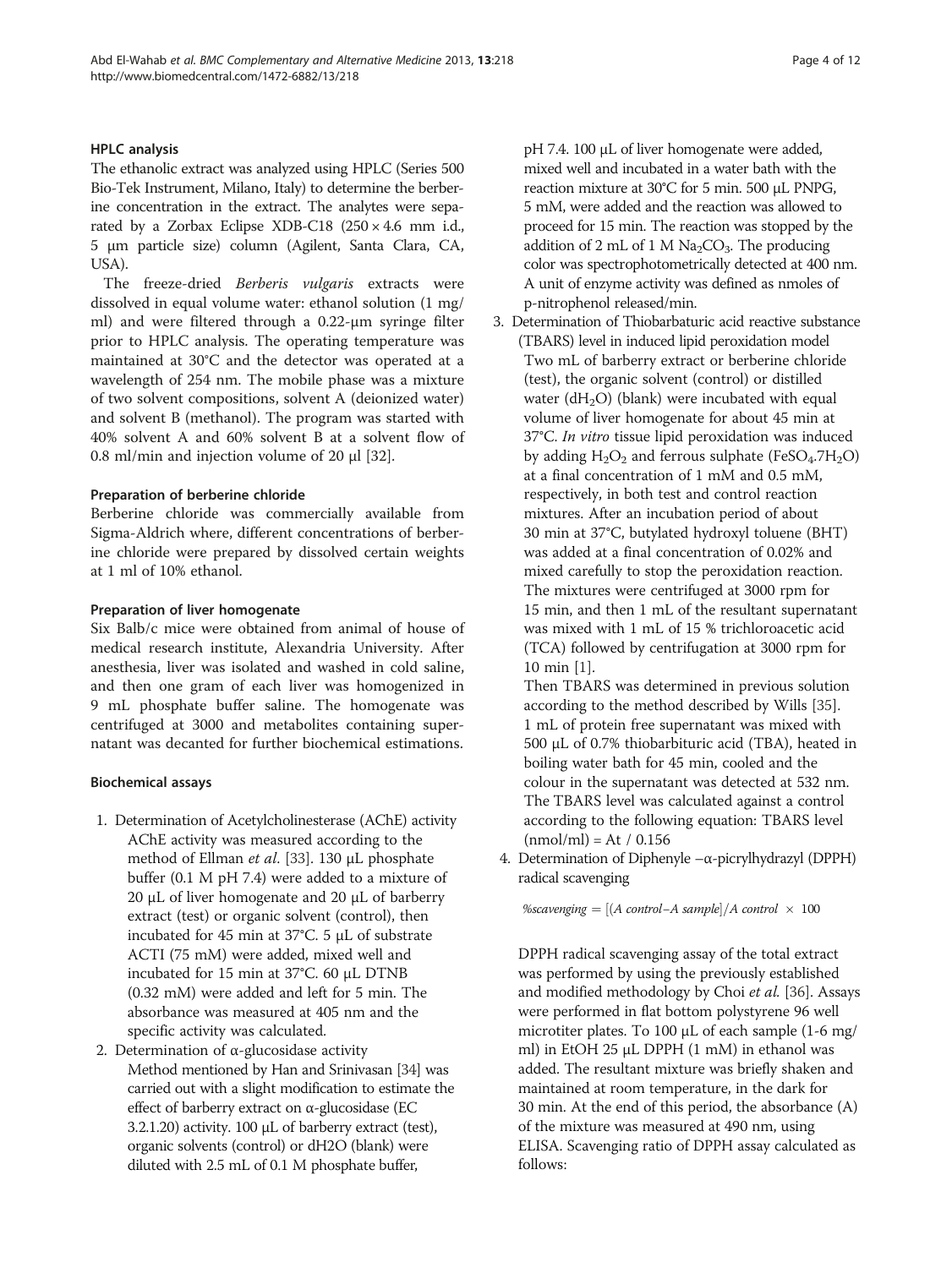### HPLC analysis

The ethanolic extract was analyzed using HPLC (Series 500 Bio-Tek Instrument, Milano, Italy) to determine the berberine concentration in the extract. The analytes were separated by a Zorbax Eclipse XDB-C18 (250 × 4.6 mm i.d., 5 μm particle size) column (Agilent, Santa Clara, CA, USA).

The freeze-dried *Berberis vulgaris* extracts were dissolved in equal volume water: ethanol solution (1 mg/ml) and were filtered through a 0.22-μm syringe filter prior to HPLC analysis. The operating temperature was maintained at 30°C and the detector was operated at a wavelength of 254 nm. The mobile phase was a mixture of two solvent compositions, solvent A (deionized water) and solvent B (methanol). The program was started with 40% solvent A and 60% solvent B at a solvent flow of 0.8 ml/min and injection volume of 20 μl [32].

### Preparation of berberine chloride

Berberine chloride was commercially available from Sigma-Aldrich where, different concentrations of berberine chloride were prepared by dissolved certain weights at 1 ml of 10% ethanol.

### Preparation of liver homogenate

Six Balb/c mice were obtained from animal of house of medical research institute, Alexandria University. After anesthesia, liver was isolated and washed in cold saline, and then one gram of each liver was homogenized in 9 mL phosphate buffer saline. The homogenate was centrifuged at 3000 and metabolites containing supernatant was decanted for further biochemical estimations.

### Biochemical assays

1. Determination of Acetylcholinesterase (AChE) activity
   AChE activity was measured according to the method of Ellman *et al*. [33]. 130 μL phosphate buffer (0.1 M pH 7.4) were added to a mixture of 20 μL of liver homogenate and 20 μL of barberry extract (test) or organic solvent (control), then incubated for 45 min at 37°C. 5 μL of substrate ACTI (75 mM) were added, mixed well and incubated for 15 min at 37°C. 60 μL DTNB (0.32 mM) were added and left for 5 min. The absorbance was measured at 405 nm and the specific activity was calculated.
2. Determination of α-glucosidase activity
   Method mentioned by Han and Srinivasan [34] was carried out with a slight modification to estimate the effect of barberry extract on α-glucosidase (EC 3.2.1.20) activity. 100 μL of barberry extract (test), organic solvents (control) or dH2O (blank) were diluted with 2.5 mL of 0.1 M phosphate buffer, pH 7.4. 100 μL of liver homogenate were added, mixed well and incubated in a water bath with the reaction mixture at 30°C for 5 min. 500 μL PNPG, 5 mM, were added and the reaction was allowed to proceed for 15 min. The reaction was stopped by the addition of 2 mL of 1 M $Na_2CO_3$. The producing color was spectrophotometrically detected at 400 nm. A unit of enzyme activity was defined as nmoles of p-nitrophenol released/min.
3. Determination of Thiobarbaturic acid reactive substance (TBARS) level in induced lipid peroxidation model
   Two mL of barberry extract or berberine chloride (test), the organic solvent (control) or distilled water ($dH_2O$) (blank) were incubated with equal volume of liver homogenate for about 45 min at 37°C. *In vitro* tissue lipid peroxidation was induced by adding $H_2O_2$ and ferrous sulphate ($FeSO_4.7H_2O$) at a final concentration of 1 mM and 0.5 mM, respectively, in both test and control reaction mixtures. After an incubation period of about 30 min at 37°C, butylated hydroxyl toluene (BHT) was added at a final concentration of 0.02% and mixed carefully to stop the peroxidation reaction. The mixtures were centrifuged at 3000 rpm for 15 min, and then 1 mL of the resultant supernatant was mixed with 1 mL of 15 % trichloroacetic acid (TCA) followed by centrifugation at 3000 rpm for 10 min [1].
   Then TBARS was determined in previous solution according to the method described by Wills [35]. 1 mL of protein free supernatant was mixed with 500 μL of 0.7% thiobarbituric acid (TBA), heated in boiling water bath for 45 min, cooled and the colour in the supernatant was detected at 532 nm. The TBARS level was calculated against a control according to the following equation: TBARS level (nmol/ml) = At / 0.156
4. Determination of Diphenyle –α-picrylhydrazyl (DPPH) radical scavenging

   $$\%scavenging = [(A\ control - A\ sample]/A\ control \times 100$$

   DPPH radical scavenging assay of the total extract was performed by using the previously established and modified methodology by Choi *et al.* [36]. Assays were performed in flat bottom polystyrene 96 well microtiter plates. To 100 μL of each sample (1-6 mg/ml) in EtOH 25 μL DPPH (1 mM) in ethanol was added. The resultant mixture was briefly shaken and maintained at room temperature, in the dark for 30 min. At the end of this period, the absorbance (A) of the mixture was measured at 490 nm, using ELISA. Scavenging ratio of DPPH assay calculated as follows: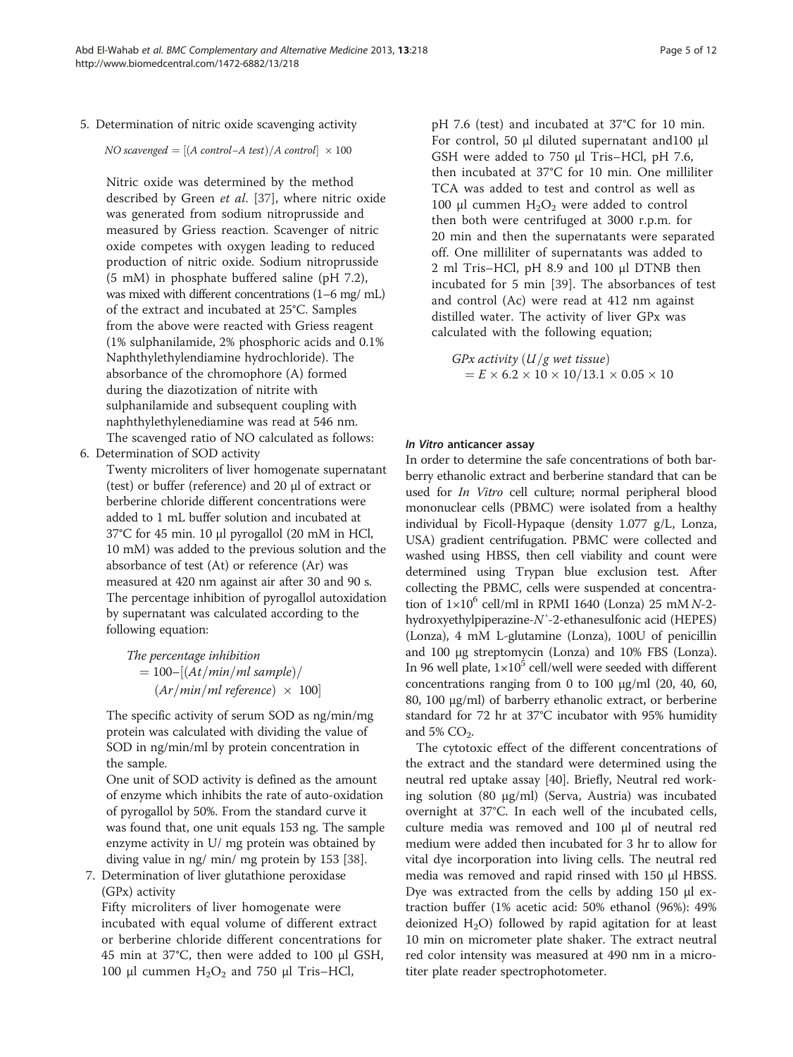5. Determination of nitric oxide scavenging activity

   $$NO\ scavenged = [(A\ control - A\ test)/A\ control] \times 100$$

   Nitric oxide was determined by the method described by Green *et al*. [37], where nitric oxide was generated from sodium nitroprusside and measured by Griess reaction. Scavenger of nitric oxide competes with oxygen leading to reduced production of nitric oxide. Sodium nitroprusside (5 mM) in phosphate buffered saline (pH 7.2), was mixed with different concentrations (1–6 mg/ mL) of the extract and incubated at 25°C. Samples from the above were reacted with Griess reagent (1% sulphanilamide, 2% phosphoric acids and 0.1% Naphthylethylendiamine hydrochloride). The absorbance of the chromophore (A) formed during the diazotization of nitrite with sulphanilamide and subsequent coupling with naphthylethylenediamine was read at 546 nm. The scavenged ratio of NO calculated as follows:

6. Determination of SOD activity

   Twenty microliters of liver homogenate supernatant (test) or buffer (reference) and 20 μl of extract or berberine chloride different concentrations were added to 1 mL buffer solution and incubated at 37°C for 45 min. 10 μl pyrogallol (20 mM in HCl, 10 mM) was added to the previous solution and the absorbance of test (At) or reference (Ar) was measured at 420 nm against air after 30 and 90 s. The percentage inhibition of pyrogallol autoxidation by supernatant was calculated according to the following equation:

   $$The\ percentage\ inhibition = 100 - [(At/min/ml\ sample)/(Ar/min/ml\ reference) \times 100]$$

   The specific activity of serum SOD as ng/min/mg protein was calculated with dividing the value of SOD in ng/min/ml by protein concentration in the sample.

   One unit of SOD activity is defined as the amount of enzyme which inhibits the rate of auto-oxidation of pyrogallol by 50%. From the standard curve it was found that, one unit equals 153 ng. The sample enzyme activity in U/ mg protein was obtained by diving value in ng/ min/ mg protein by 153 [38].

7. Determination of liver glutathione peroxidase (GPx) activity

   Fifty microliters of liver homogenate were incubated with equal volume of different extract or berberine chloride different concentrations for 45 min at 37°C, then were added to 100 μl GSH, 100 μl cummen $H_2O_2$ and 750 μl Tris–HCl, pH 7.6 (test) and incubated at 37°C for 10 min. For control, 50 μl diluted supernatant and100 μl GSH were added to 750 μl Tris–HCl, pH 7.6, then incubated at 37°C for 10 min. One milliliter TCA was added to test and control as well as 100 μl cummen $H_2O_2$ were added to control then both were centrifuged at 3000 r.p.m. for 20 min and then the supernatants were separated off. One milliliter of supernatants was added to 2 ml Tris–HCl, pH 8.9 and 100 μl DTNB then incubated for 5 min [39]. The absorbances of test and control (Ac) were read at 412 nm against distilled water. The activity of liver GPx was calculated with the following equation;

   $$GPx\ activity\ (U/g\ wet\ tissue) = E \times 6.2 \times 10 \times 10/13.1 \times 0.05 \times 10$$

### *In Vitro* anticancer assay

In order to determine the safe concentrations of both barberry ethanolic extract and berberine standard that can be used for *In Vitro* cell culture; normal peripheral blood mononuclear cells (PBMC) were isolated from a healthy individual by Ficoll-Hypaque (density 1.077 g/L, Lonza, USA) gradient centrifugation. PBMC were collected and washed using HBSS, then cell viability and count were determined using Trypan blue exclusion test. After collecting the PBMC, cells were suspended at concentration of $1{\times}10^6$ cell/ml in RPMI 1640 (Lonza) 25 mM *N*-2-hydroxyethylpiperazine-*N*`-2-ethanesulfonic acid (HEPES) (Lonza), 4 mM L-glutamine (Lonza), 100U of penicillin and 100 μg streptomycin (Lonza) and 10% FBS (Lonza). In 96 well plate, $1{\times}10^5$ cell/well were seeded with different concentrations ranging from 0 to 100 μg/ml (20, 40, 60, 80, 100 μg/ml) of barberry ethanolic extract, or berberine standard for 72 hr at 37°C incubator with 95% humidity and 5% $CO_2$.

The cytotoxic effect of the different concentrations of the extract and the standard were determined using the neutral red uptake assay [40]. Briefly, Neutral red working solution (80 μg/ml) (Serva, Austria) was incubated overnight at 37°C. In each well of the incubated cells, culture media was removed and 100 μl of neutral red medium were added then incubated for 3 hr to allow for vital dye incorporation into living cells. The neutral red media was removed and rapid rinsed with 150 μl HBSS. Dye was extracted from the cells by adding 150 μl extraction buffer (1% acetic acid: 50% ethanol (96%): 49% deionized $H_2O$) followed by rapid agitation for at least 10 min on micrometer plate shaker. The extract neutral red color intensity was measured at 490 nm in a microtiter plate reader spectrophotometer.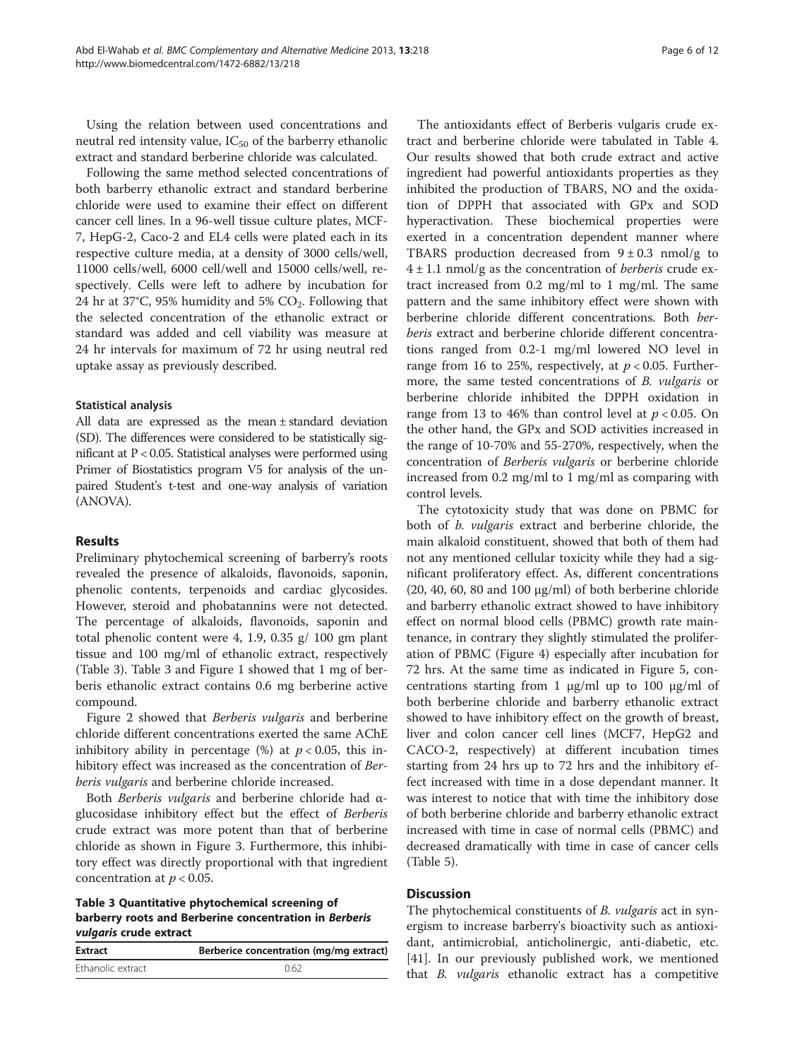Using the relation between used concentrations and neutral red intensity value, $IC_{50}$ of the barberry ethanolic extract and standard berberine chloride was calculated.

Following the same method selected concentrations of both barberry ethanolic extract and standard berberine chloride were used to examine their effect on different cancer cell lines. In a 96-well tissue culture plates, MCF-7, HepG-2, Caco-2 and EL4 cells were plated each in its respective culture media, at a density of 3000 cells/well, 11000 cells/well, 6000 cell/well and 15000 cells/well, respectively. Cells were left to adhere by incubation for 24 hr at 37°C, 95% humidity and 5% $CO_2$. Following that the selected concentration of the ethanolic extract or standard was added and cell viability was measure at 24 hr intervals for maximum of 72 hr using neutral red uptake assay as previously described.

### Statistical analysis

All data are expressed as the mean ± standard deviation (SD). The differences were considered to be statistically significant at $P < 0.05$. Statistical analyses were performed using Primer of Biostatistics program V5 for analysis of the unpaired Student's t-test and one-way analysis of variation (ANOVA).

## Results

Preliminary phytochemical screening of barberry's roots revealed the presence of alkaloids, flavonoids, saponin, phenolic contents, terpenoids and cardiac glycosides. However, steroid and phobatannins were not detected. The percentage of alkaloids, flavonoids, saponin and total phenolic content were 4, 1.9, 0.35 g/ 100 gm plant tissue and 100 mg/ml of ethanolic extract, respectively (Table 3). Table 3 and Figure 1 showed that 1 mg of berberis ethanolic extract contains 0.6 mg berberine active compound.

Figure 2 showed that *Berberis vulgaris* and berberine chloride different concentrations exerted the same AChE inhibitory ability in percentage (%) at $p < 0.05$, this inhibitory effect was increased as the concentration of *Berberis vulgaris* and berberine chloride increased.

Both *Berberis vulgaris* and berberine chloride had α-glucosidase inhibitory effect but the effect of *Berberis* crude extract was more potent than that of berberine chloride as shown in Figure 3. Furthermore, this inhibitory effect was directly proportional with that ingredient concentration at $p < 0.05$.

**Table 3 Quantitative phytochemical screening of barberry roots and Berberine concentration in *Berberis vulgaris* crude extract**

| Extract | Berberice concentration (mg/mg extract) |
|---|---|
| Ethanolic extract | 0.62 |

The antioxidants effect of Berberis vulgaris crude extract and berberine chloride were tabulated in Table 4. Our results showed that both crude extract and active ingredient had powerful antioxidants properties as they inhibited the production of TBARS, NO and the oxidation of DPPH that associated with GPx and SOD hyperactivation. These biochemical properties were exerted in a concentration dependent manner where TBARS production decreased from 9 ± 0.3 nmol/g to 4 ± 1.1 nmol/g as the concentration of *berberis* crude extract increased from 0.2 mg/ml to 1 mg/ml. The same pattern and the same inhibitory effect were shown with berberine chloride different concentrations. Both *berberis* extract and berberine chloride different concentrations ranged from 0.2-1 mg/ml lowered NO level in range from 16 to 25%, respectively, at $p < 0.05$. Furthermore, the same tested concentrations of *B. vulgaris* or berberine chloride inhibited the DPPH oxidation in range from 13 to 46% than control level at $p < 0.05$. On the other hand, the GPx and SOD activities increased in the range of 10-70% and 55-270%, respectively, when the concentration of *Berberis vulgaris* or berberine chloride increased from 0.2 mg/ml to 1 mg/ml as comparing with control levels.

The cytotoxicity study that was done on PBMC for both of *b. vulgaris* extract and berberine chloride, the main alkaloid constituent, showed that both of them had not any mentioned cellular toxicity while they had a significant proliferatory effect. As, different concentrations (20, 40, 60, 80 and 100 μg/ml) of both berberine chloride and barberry ethanolic extract showed to have inhibitory effect on normal blood cells (PBMC) growth rate maintenance, in contrary they slightly stimulated the proliferation of PBMC (Figure 4) especially after incubation for 72 hrs. At the same time as indicated in Figure 5, concentrations starting from 1 μg/ml up to 100 μg/ml of both berberine chloride and barberry ethanolic extract showed to have inhibitory effect on the growth of breast, liver and colon cancer cell lines (MCF7, HepG2 and CACO-2, respectively) at different incubation times starting from 24 hrs up to 72 hrs and the inhibitory effect increased with time in a dose dependant manner. It was interest to notice that with time the inhibitory dose of both berberine chloride and barberry ethanolic extract increased with time in case of normal cells (PBMC) and decreased dramatically with time in case of cancer cells (Table 5).

## Discussion

The phytochemical constituents of *B. vulgaris* act in synergism to increase barberry's bioactivity such as antioxidant, antimicrobial, anticholinergic, anti-diabetic, etc. [41]. In our previously published work, we mentioned that *B. vulgaris* ethanolic extract has a competitive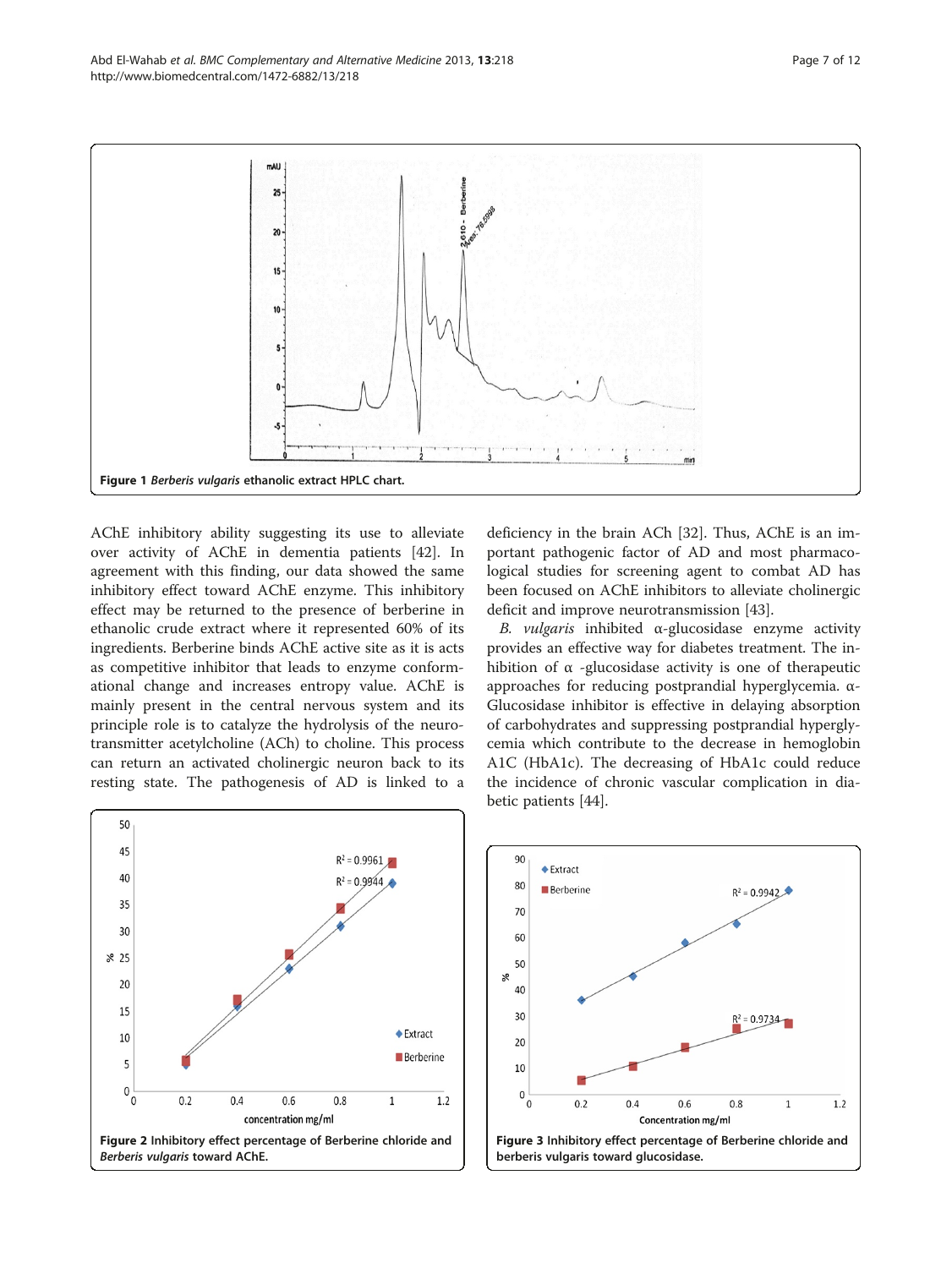Figure 1 *Berberis vulgaris* ethanolic extract HPLC chart.

AChE inhibitory ability suggesting its use to alleviate over activity of AChE in dementia patients [42]. In agreement with this finding, our data showed the same inhibitory effect toward AChE enzyme. This inhibitory effect may be returned to the presence of berberine in ethanolic crude extract where it represented 60% of its ingredients. Berberine binds AChE active site as it is acts as competitive inhibitor that leads to enzyme conformational change and increases entropy value. AChE is mainly present in the central nervous system and its principle role is to catalyze the hydrolysis of the neurotransmitter acetylcholine (ACh) to choline. This process can return an activated cholinergic neuron back to its resting state. The pathogenesis of AD is linked to a deficiency in the brain ACh [32]. Thus, AChE is an important pathogenic factor of AD and most pharmacological studies for screening agent to combat AD has been focused on AChE inhibitors to alleviate cholinergic deficit and improve neurotransmission [43].

*B. vulgaris* inhibited α-glucosidase enzyme activity provides an effective way for diabetes treatment. The inhibition of α -glucosidase activity is one of therapeutic approaches for reducing postprandial hyperglycemia. α-Glucosidase inhibitor is effective in delaying absorption of carbohydrates and suppressing postprandial hyperglycemia which contribute to the decrease in hemoglobin A1C (HbA1c). The decreasing of HbA1c could reduce the incidence of chronic vascular complication in diabetic patients [44].

Figure 2 Inhibitory effect percentage of Berberine chloride and *Berberis vulgaris* toward AChE.

Figure 3 Inhibitory effect percentage of Berberine chloride and berberis vulgaris toward glucosidase.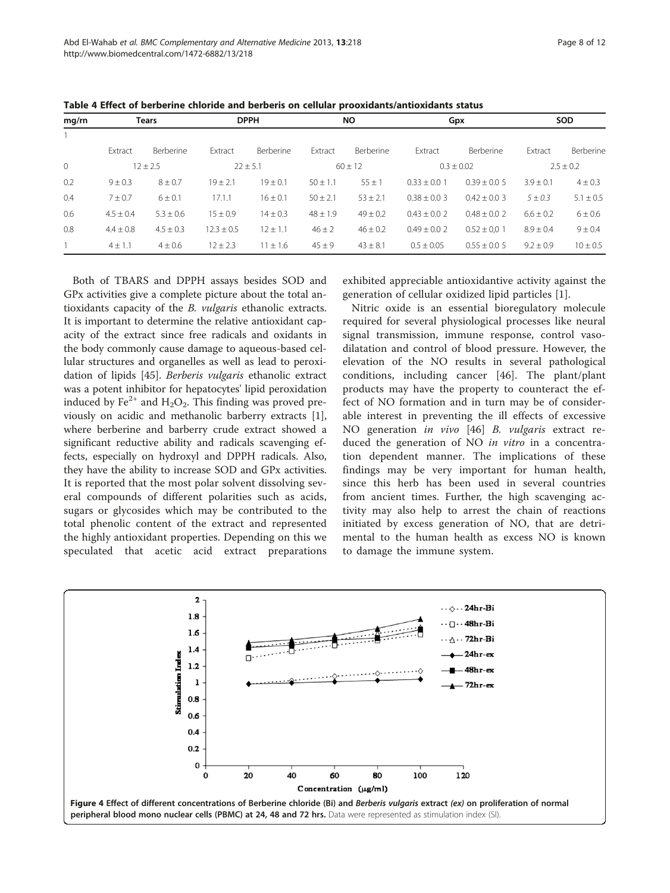**Table 4 Effect of berberine chloride and berberis on cellular prooxidants/antioxidants status**

| mg/rn | Tears | | DPPH | | NO | | Gpx | | SOD | |
|---|---|---|---|---|---|---|---|---|---|---|
| 1 | | | | | | | | | | |
| | Extract | Berberine | Extract | Berberine | Extract | Berberine | Extract | Berberine | Extract | Berberine |
| 0 | 12 ± 2.5 | | 22 ± 5.1 | | 60 ± 12 | | 0.3 ± 0.02 | | 2.5 ± 0.2 | |
| 0.2 | 9 ± 0.3 | 8 ± 0.7 | 19 ± 2.1 | 19 ± 0.1 | 50 ± 1.1 | 55 ± 1 | 0.33 ± 0.0 1 | 0.39 ± 0.0 5 | 3.9 ± 0.1 | 4 ± 0.3 |
| 0.4 | 7 ± 0.7 | 6 ± 0.1 | 17.1.1 | 16 ± 0.1 | 50 ± 2.1 | 53 ± 2.1 | 0.38 ± 0.0 3 | 0.42 ± 0.0 3 | *5 ± 0.3* | 5.1 ± 0.5 |
| 0.6 | 4.5 ± 0.4 | 5.3 ± 0.6 | 15 ± 0.9 | 14 ± 0.3 | 48 ± 1.9 | 49 ± 0.2 | 0.43 ± 0.0 2 | 0.48 ± 0.0 2 | 6.6 ± 0.2 | 6 ± 0.6 |
| 0.8 | 4.4 ± 0.8 | 4.5 ± 0.3 | 12.3 ± 0.5 | 12 ± 1.1 | 46 ± 2 | 46 ± 0.2 | 0.49 ± 0.0 2 | 0.52 ± 0,0 1 | 8.9 ± 0.4 | 9 ± 0.4 |
| 1 | 4 ± 1.1 | 4 ± 0.6 | 12 ± 2.3 | 11 ± 1.6 | 45 ± 9 | 43 ± 8.1 | 0.5 ± 0.05 | 0.55 ± 0.0 5 | 9.2 ± 0.9 | 10 ± 0.5 |

Both of TBARS and DPPH assays besides SOD and GPx activities give a complete picture about the total antioxidants capacity of the *B. vulgaris* ethanolic extracts. It is important to determine the relative antioxidant capacity of the extract since free radicals and oxidants in the body commonly cause damage to aqueous-based cellular structures and organelles as well as lead to peroxidation of lipids [45]. *Berberis vulgaris* ethanolic extract was a potent inhibitor for hepatocytes' lipid peroxidation induced by $Fe^{2+}$ and $H_2O_2$. This finding was proved previously on acidic and methanolic barberry extracts [1], where berberine and barberry crude extract showed a significant reductive ability and radicals scavenging effects, especially on hydroxyl and DPPH radicals. Also, they have the ability to increase SOD and GPx activities. It is reported that the most polar solvent dissolving several compounds of different polarities such as acids, sugars or glycosides which may be contributed to the total phenolic content of the extract and represented the highly antioxidant properties. Depending on this we speculated that acetic acid extract preparations exhibited appreciable antioxidantive activity against the generation of cellular oxidized lipid particles [1].

Nitric oxide is an essential bioregulatory molecule required for several physiological processes like neural signal transmission, immune response, control vasodilatation and control of blood pressure. However, the elevation of the NO results in several pathological conditions, including cancer [46]. The plant/plant products may have the property to counteract the effect of NO formation and in turn may be of considerable interest in preventing the ill effects of excessive NO generation *in vivo* [46] *B. vulgaris* extract reduced the generation of NO *in vitro* in a concentration dependent manner. The implications of these findings may be very important for human health, since this herb has been used in several countries from ancient times. Further, the high scavenging activity may also help to arrest the chain of reactions initiated by excess generation of NO, that are detrimental to the human health as excess NO is known to damage the immune system.

**Figure 4 Effect of different concentrations of Berberine chloride (Bi) and *Berberis vulgaris* extract *(ex)* on proliferation of normal peripheral blood mono nuclear cells (PBMC) at 24, 48 and 72 hrs.** Data were represented as stimulation index (SI).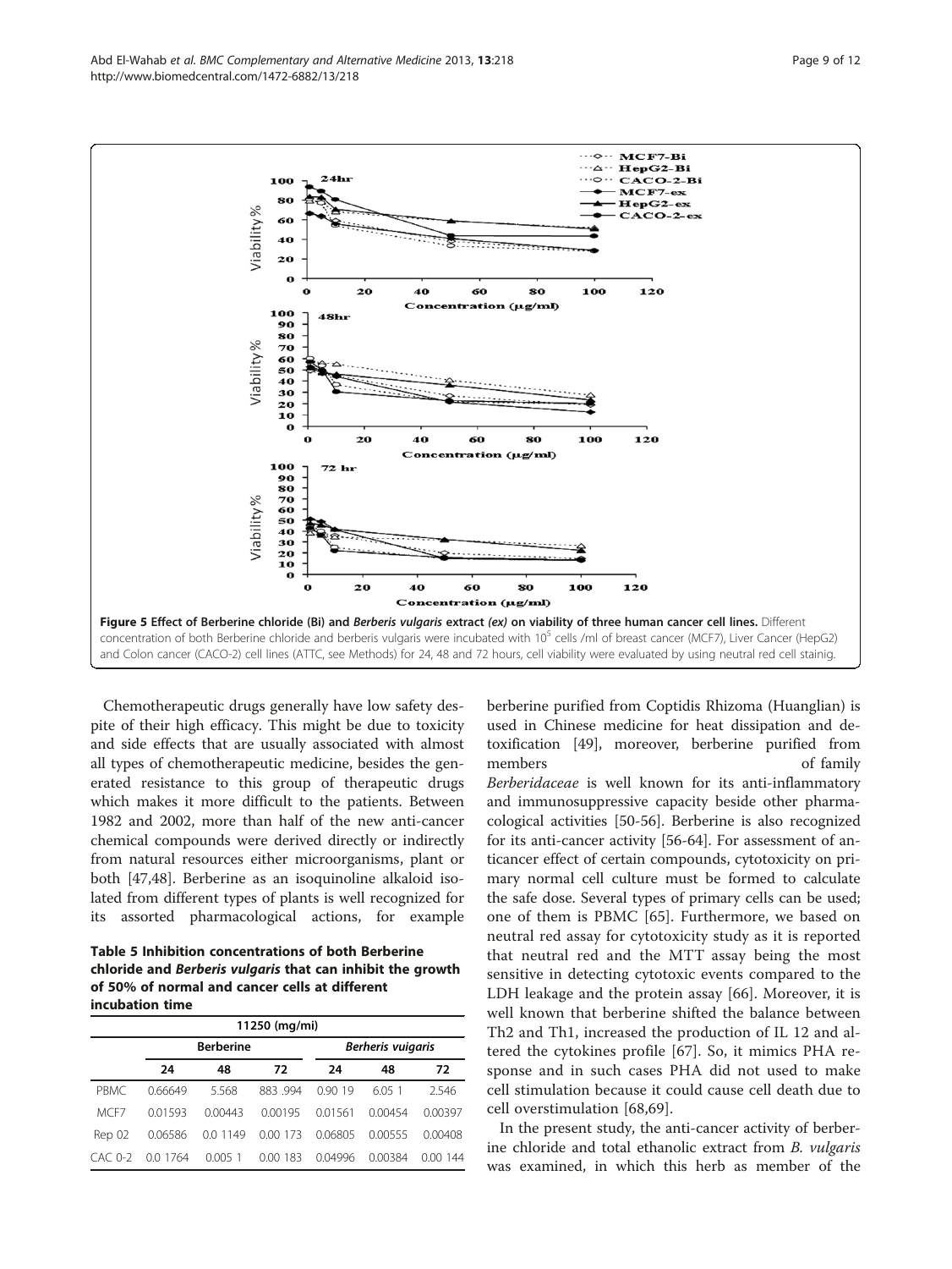**Figure 5 Effect of Berberine chloride (Bi) and *Berberis vulgaris* extract *(ex)* on viability of three human cancer cell lines.** Different concentration of both Berberine chloride and berberis vulgaris were incubated with $10^5$ cells /ml of breast cancer (MCF7), Liver Cancer (HepG2) and Colon cancer (CACO-2) cell lines (ATTC, see Methods) for 24, 48 and 72 hours, cell viability were evaluated by using neutral red cell stainig.

Chemotherapeutic drugs generally have low safety despite of their high efficacy. This might be due to toxicity and side effects that are usually associated with almost all types of chemotherapeutic medicine, besides the generated resistance to this group of therapeutic drugs which makes it more difficult to the patients. Between 1982 and 2002, more than half of the new anti-cancer chemical compounds were derived directly or indirectly from natural resources either microorganisms, plant or both [47,48]. Berberine as an isoquinoline alkaloid isolated from different types of plants is well recognized for its assorted pharmacological actions, for example berberine purified from Coptidis Rhizoma (Huanglian) is used in Chinese medicine for heat dissipation and detoxification [49], moreover, berberine purified from members of family *Berberidaceae* is well known for its anti-inflammatory and immunosuppressive capacity beside other pharmacological activities [50-56]. Berberine is also recognized for its anti-cancer activity [56-64]. For assessment of anticancer effect of certain compounds, cytotoxicity on primary normal cell culture must be formed to calculate the safe dose. Several types of primary cells can be used; one of them is PBMC [65]. Furthermore, we based on neutral red assay for cytotoxicity study as it is reported that neutral red and the MTT assay being the most sensitive in detecting cytotoxic events compared to the LDH leakage and the protein assay [66]. Moreover, it is well known that berberine shifted the balance between Th2 and Th1, increased the production of IL 12 and altered the cytokines profile [67]. So, it mimics PHA response and in such cases PHA did not used to make cell stimulation because it could cause cell death due to cell overstimulation [68,69].

**Table 5 Inhibition concentrations of both Berberine chloride and *Berberis vulgaris* that can inhibit the growth of 50% of normal and cancer cells at different incubation time**

| | 11250 (mg/mi) | | | | | |
|---|---|---|---|---|---|---|
| | Berberine | | | *Berheris vuigaris* | | |
| | 24 | 48 | 72 | 24 | 48 | 72 |
| PBMC | 0.66649 | 5.568 | 883 .994 | 0.90 19 | 6.05 1 | 2.546 |
| MCF7 | 0.01593 | 0.00443 | 0.00195 | 0.01561 | 0.00454 | 0.00397 |
| Rep 02 | 0.06586 | 0.0 1149 | 0.00 173 | 0.06805 | 0.00555 | 0.00408 |
| CAC 0-2 | 0.0 1764 | 0.005 1 | 0.00 183 | 0.04996 | 0.00384 | 0.00 144 |

In the present study, the anti-cancer activity of berberine chloride and total ethanolic extract from *B. vulgaris* was examined, in which this herb as member of the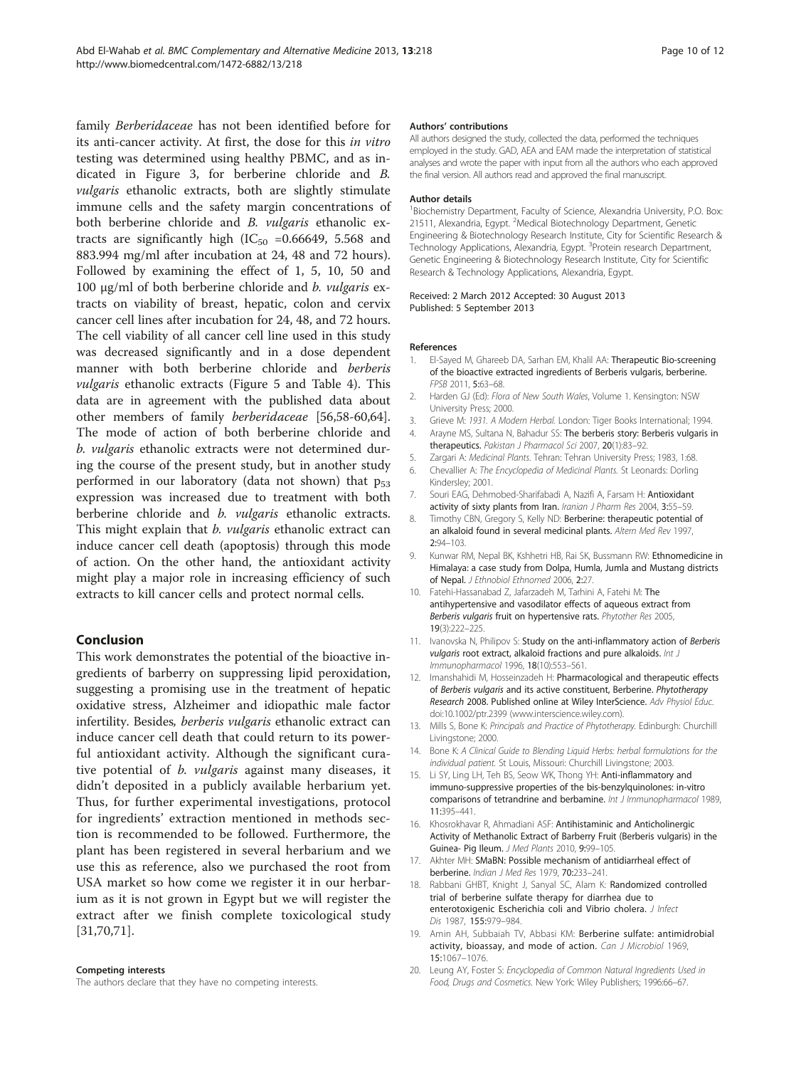family *Berberidaceae* has not been identified before for its anti-cancer activity. At first, the dose for this *in vitro* testing was determined using healthy PBMC, and as indicated in Figure 3, for berberine chloride and *B. vulgaris* ethanolic extracts, both are slightly stimulate immune cells and the safety margin concentrations of both berberine chloride and *B. vulgaris* ethanolic extracts are significantly high ($IC_{50}$ =0.66649, 5.568 and 883.994 mg/ml after incubation at 24, 48 and 72 hours). Followed by examining the effect of 1, 5, 10, 50 and 100 μg/ml of both berberine chloride and *b. vulgaris* extracts on viability of breast, hepatic, colon and cervix cancer cell lines after incubation for 24, 48, and 72 hours. The cell viability of all cancer cell line used in this study was decreased significantly and in a dose dependent manner with both berberine chloride and *berberis vulgaris* ethanolic extracts (Figure 5 and Table 4). This data are in agreement with the published data about other members of family *berberidaceae* [56,58-60,64]. The mode of action of both berberine chloride and *b. vulgaris* ethanolic extracts were not determined during the course of the present study, but in another study performed in our laboratory (data not shown) that $p_{53}$ expression was increased due to treatment with both berberine chloride and *b. vulgaris* ethanolic extracts. This might explain that *b. vulgaris* ethanolic extract can induce cancer cell death (apoptosis) through this mode of action. On the other hand, the antioxidant activity might play a major role in increasing efficiency of such extracts to kill cancer cells and protect normal cells.

## Conclusion

This work demonstrates the potential of the bioactive ingredients of barberry on suppressing lipid peroxidation, suggesting a promising use in the treatment of hepatic oxidative stress, Alzheimer and idiopathic male factor infertility. Besides, *berberis vulgaris* ethanolic extract can induce cancer cell death that could return to its powerful antioxidant activity. Although the significant curative potential of *b. vulgaris* against many diseases, it didn't deposited in a publicly available herbarium yet. Thus, for further experimental investigations, protocol for ingredients' extraction mentioned in methods section is recommended to be followed. Furthermore, the plant has been registered in several herbarium and we use this as reference, also we purchased the root from USA market so how come we register it in our herbarium as it is not grown in Egypt but we will register the extract after we finish complete toxicological study [31,70,71].

#### Competing interests

The authors declare that they have no competing interests.

#### Authors' contributions

All authors designed the study, collected the data, performed the techniques employed in the study. GAD, AEA and EAM made the interpretation of statistical analyses and wrote the paper with input from all the authors who each approved the final version. All authors read and approved the final manuscript.

#### Author details

[1]Biochemistry Department, Faculty of Science, Alexandria University, P.O. Box: 21511, Alexandria, Egypt. [2]Medical Biotechnology Department, Genetic Engineering & Biotechnology Research Institute, City for Scientific Research & Technology Applications, Alexandria, Egypt. [3]Protein research Department, Genetic Engineering & Biotechnology Research Institute, City for Scientific Research & Technology Applications, Alexandria, Egypt.

Received: 2 March 2012 Accepted: 30 August 2013
Published: 5 September 2013

#### References

1. El-Sayed M, Ghareeb DA, Sarhan EM, Khalil AA: **Therapeutic Bio-screening of the bioactive extracted ingredients of Berberis vulgaris, berberine.** *FPSB* 2011, **5:**63–68.
2. Harden GJ (Ed): *Flora of New South Wales*, Volume 1. Kensington: NSW University Press; 2000.
3. Grieve M: *1931. A Modern Herbal.* London: Tiger Books International; 1994.
4. Arayne MS, Sultana N, Bahadur SS: **The berberis story: Berberis vulgaris in therapeutics.** *Pakistan J Pharmacol Sci* 2007, **20**(1):83–92.
5. Zargari A: *Medicinal Plants*. Tehran: Tehran University Press; 1983, 1:68.
6. Chevallier A: *The Encyclopedia of Medicinal Plants.* St Leonards: Dorling Kindersley; 2001.
7. Souri EAG, Dehmobed-Sharifabadi A, Nazifi A, Farsam H: **Antioxidant activity of sixty plants from Iran.** *Iranian J Pharm Res* 2004, **3:**55–59.
8. Timothy CBN, Gregory S, Kelly ND: **Berberine: therapeutic potential of an alkaloid found in several medicinal plants.** *Altern Med Rev* 1997, **2:**94–103.
9. Kunwar RM, Nepal BK, Kshhetri HB, Rai SK, Bussmann RW: **Ethnomedicine in Himalaya: a case study from Dolpa, Humla, Jumla and Mustang districts of Nepal.** *J Ethnobiol Ethnomed* 2006, **2:**27.
10. Fatehi-Hassanabad Z, Jafarzadeh M, Tarhini A, Fatehi M: **The antihypertensive and vasodilator effects of aqueous extract from *Berberis vulgaris* fruit on hypertensive rats.** *Phytother Res* 2005, **19**(3):222–225.
11. Ivanovska N, Philipov S: **Study on the anti-inflammatory action of *Berberis vulgaris* root extract, alkaloid fractions and pure alkaloids.** *Int J Immunopharmacol* 1996, **18**(10):553–561.
12. Imanshahidi M, Hosseinzadeh H: **Pharmacological and therapeutic effects of *Berberis vulgaris* and its active constituent, Berberine.** *Phytotherapy Research* **2008. Published online at Wiley InterScience.** *Adv Physiol Educ.* doi:10.1002/ptr.2399 (www.interscience.wiley.com).
13. Mills S, Bone K: *Principals and Practice of Phytotherapy.* Edinburgh: Churchill Livingstone; 2000.
14. Bone K: *A Clinical Guide to Blending Liquid Herbs: herbal formulations for the individual patient.* St Louis, Missouri: Churchill Livingstone; 2003.
15. Li SY, Ling LH, Teh BS, Seow WK, Thong YH: **Anti-inflammatory and immuno-suppressive properties of the bis-benzylquinolones: in-vitro comparisons of tetrandrine and berbamine.** *Int J Immunopharmacol* 1989, **11:**395–441.
16. Khosrokhavar R, Ahmadiani ASF: **Antihistaminic and Anticholinergic Activity of Methanolic Extract of Barberry Fruit (Berberis vulgaris) in the Guinea- Pig Ileum.** *J Med Plants* 2010, **9:**99–105.
17. Akhter MH: **SMaBN: Possible mechanism of antidiarrheal effect of berberine.** *Indian J Med Res* 1979, **70:**233–241.
18. Rabbani GHBT, Knight J, Sanyal SC, Alam K: **Randomized controlled trial of berberine sulfate therapy for diarrhea due to enterotoxigenic Escherichia coli and Vibrio cholera.** *J Infect Dis* 1987, **155:**979–984.
19. Amin AH, Subbaiah TV, Abbasi KM: **Berberine sulfate: antimidrobial activity, bioassay, and mode of action.** *Can J Microbiol* 1969, **15:**1067–1076.
20. Leung AY, Foster S: *Encyclopedia of Common Natural Ingredients Used in Food, Drugs and Cosmetics.* New York: Wiley Publishers; 1996:66–67.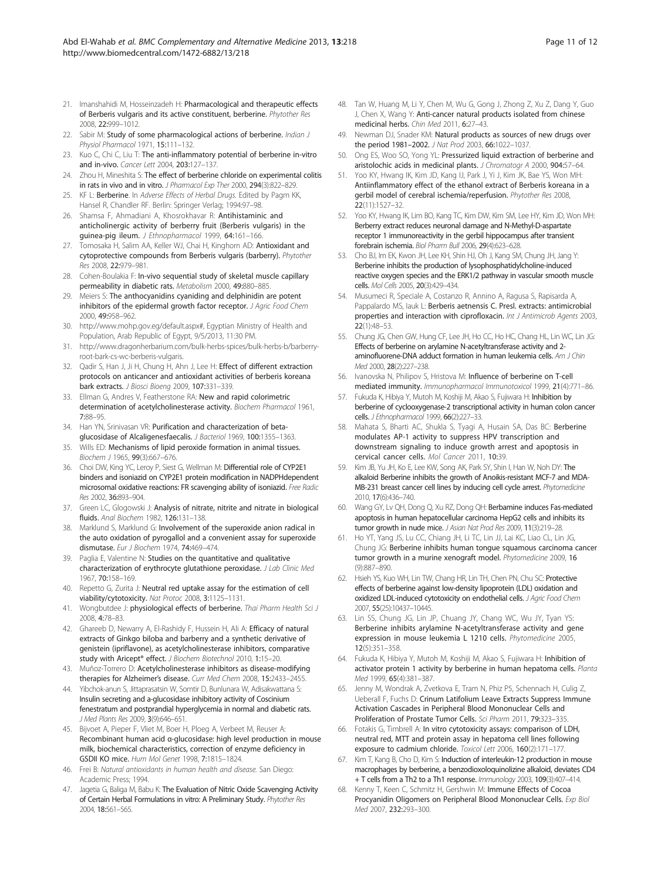21. Imanshahidi M, Hosseinzadeh H: **Pharmacological and therapeutic effects of Berberis vulgaris and its active constituent, berberine.** *Phytother Res* 2008, **22:**999–1012.
22. Sabir M: **Study of some pharmacological actions of berberine.** *Indian J Physiol Pharmacol* 1971, **15:**111–132.
23. Kuo C, Chi C, Liu T: **The anti-inflammatory potential of berberine in-vitro and in-vivo.** *Cancer Lett* 2004, **203:**127–137.
24. Zhou H, Mineshita S: **The effect of berberine chloride on experimental colitis in rats in vivo and in vitro.** *J Pharmacol Exp Ther* 2000, **294**(3):822–829.
25. KF L: **Berberine.** In *Adverse Effects of Herbal Drugs.* Edited by Pagm KK, Hansel R, Chandler RF. Berlin: Springer Verlag; 1994:97–98.
26. Shamsa F, Ahmadiani A, Khosrokhavar R: **Antihistaminic and anticholinergic activity of berberry fruit (Berberis vulgaris) in the guinea-pig ileum.** *J Ethnopharmacol* 1999, **64:**161–166.
27. Tomosaka H, Salim AA, Keller WJ, Chai H, Kinghorn AD: **Antioxidant and cytoprotective compounds from Berberis vulgaris (barberry).** *Phytother Res* 2008, **22:**979–981.
28. Cohen-Boulakia F: **In-vivo sequential study of skeletal muscle capillary permeability in diabetic rats.** *Metabolism* 2000, **49:**880–885.
29. Meiers S: **The anthocyanidins cyaniding and delphinidin are potent inhibitors of the epidermal growth factor receptor.** *J Agric Food Chem* 2000, **49:**958–962.
30. http://www.mohp.gov.eg/default.aspx#, Egyptian Ministry of Health and Population, Arab Republic of Egypt, 9/5/2013, 11:30 PM.
31. http://www.dragonherbarium.com/bulk-herbs-spices/bulk-herbs-b/barberry-root-bark-cs-wc-berberis-vulgaris.
32. Qadir S, Han J, Ji H, Chung H, Ahn J, Lee H: **Effect of different extraction protocols on anticancer and antioxidant activities of berberis koreana bark extracts.** *J Biosci Bioeng* 2009, **107:**331–339.
33. Ellman G, Andres V, Featherstone RA: **New and rapid colorimetric determination of acetylcholinesterase activity.** *Biochem Pharmacol* 1961, **7:**88–95.
34. Han YN, Srinivasan VR: **Purification and characterization of beta-glucosidase of Alcaligenesfaecalis.** *J Bacteriol* 1969, **100:**1355–1363.
35. Wills ED: **Mechanisms of lipid peroxide formation in animal tissues.** *Biochem J* 1965, **99**(3):667–676.
36. Choi DW, King YC, Leroy P, Siest G, Wellman M: **Differential role of CYP2E1 binders and isoniazid on CYP2E1 protein modification in NADPHdependent microsomal oxidative reactions: FR scavenging ability of isoniazid.** *Free Radic Res* 2002, **36:**893–904.
37. Green LC, Glogowski J: **Analysis of nitrate, nitrite and nitrate in biological fluids.** *Anal Biochem* 1982, **126:**131–138.
38. Marklund S, Marklund G: **Involvement of the superoxide anion radical in the auto oxidation of pyrogallol and a convenient assay for superoxide dismutase.** *Eur J Biochem* 1974, **74:**469–474.
39. Paglia E, Valentine N: **Studies on the quantitative and qualitative characterization of erythrocyte glutathione peroxidase.** *J Lab Clinic Med* 1967, **70:**158–169.
40. Repetto G, Zurita J: **Neutral red uptake assay for the estimation of cell viability/cytotoxicity.** *Nat Protoc* 2008, **3:**1125–1131.
41. Wongbutdee J: **physiological effects of berberine.** *Thai Pharm Health Sci J* 2008, **4:**78–83.
42. Ghareeb D, Newarry A, El-Rashidy F, Hussein H, Ali A: **Efficacy of natural extracts of Ginkgo biloba and barberry and a synthetic derivative of genistein (ipriflavone), as acetylcholinesterase inhibitors, comparative study with Aricept® effect.** *J Biochem Biotechnol* 2010, **1:**15–20.
43. Muñoz-Torrero D: **Acetylcholinesterase inhibitors as disease-modifying therapies for Alzheimer's disease.** *Curr Med Chem* 2008, **15:**2433–2455.
44. Yibchok-anun S, Jittaprasatsin W, Somtir D, Bunlunara W, Adisakwattana S: **Insulin secreting and a-glucosidase inhibitory activity of Coscinium fenestratum and postprandial hyperglycemia in normal and diabetic rats.** *J Med Plants Res* 2009, **3**(9):646–651.
45. Bijvoet A, Pieper F, Vliet M, Boer H, Ploeg A, Verbeet M, Reuser A: **Recombinant human acid α-glucosidase: high level production in mouse milk, biochemical characteristics, correction of enzyme deficiency in GSDII KO mice.** *Hum Mol Genet* 1998, **7:**1815–1824.
46. Frei B: *Natural antioxidants in human health and disease.* San Diego: Academic Press; 1994.
47. Jagetia G, Baliga M, Babu K: **The Evaluation of Nitric Oxide Scavenging Activity of Certain Herbal Formulations in vitro: A Preliminary Study.** *Phytother Res* 2004, **18:**561–565.
48. Tan W, Huang M, Li Y, Chen M, Wu G, Gong J, Zhong Z, Xu Z, Dang Y, Guo J, Chen X, Wang Y: **Anti-cancer natural products isolated from chinese medicinal herbs.** *Chin Med* 2011, **6:**27–43.
49. Newman DJ, Snader KM: **Natural products as sources of new drugs over the period 1981–2002.** *J Nat Prod* 2003, **66:**1022–1037.
50. Ong ES, Woo SO, Yong YL: **Pressurized liquid extraction of berberine and aristolochic acids in medicinal plants.** *J Chromatogr A* 2000, **904:**57–64.
51. Yoo KY, Hwang IK, Kim JD, Kang IJ, Park J, Yi J, Kim JK, Bae YS, Won MH: **Antiinflammatory effect of the ethanol extract of Berberis koreana in a gerbil model of cerebral ischemia/reperfusion.** *Phytother Res* 2008, **22**(11):1527–32.
52. Yoo KY, Hwang IK, Lim BO, Kang TC, Kim DW, Kim SM, Lee HY, Kim JD, Won MH: **Berberry extract reduces neuronal damage and N-Methyl-D-aspartate receptor 1 immunoreactivity in the gerbil hippocampus after transient forebrain ischemia.** *Biol Pharm Bull* 2006, **29**(4):623–628.
53. Cho BJ, Im EK, Kwon JH, Lee KH, Shin HJ, Oh J, Kang SM, Chung JH, Jang Y: **Berberine inhibits the production of lysophosphatidylcholine-induced reactive oxygen species and the ERK1/2 pathway in vascular smooth muscle cells.** *Mol Cells* 2005, **20**(3):429–434.
54. Musumeci R, Speciale A, Costanzo R, Annino A, Ragusa S, Rapisarda A, Pappalardo MS, Iauk L: **Berberis aetnensis C. Presl. extracts: antimicrobial properties and interaction with ciprofloxacin.** *Int J Antimicrob Agents* 2003, **22**(1):48–53.
55. Chung JG, Chen GW, Hung CF, Lee JH, Ho CC, Ho HC, Chang HL, Lin WC, Lin JG: **Effects of berberine on arylamine N-acetyltransferase activity and 2-aminofluorene-DNA adduct formation in human leukemia cells.** *Am J Chin Med* 2000, **28**(2):227–238.
56. Ivanovska N, Philipov S, Hristova M: **Influence of berberine on T-cell mediated immunity.** *Immunopharmacol Immunotoxicol* 1999, **21**(4):771–86.
57. Fukuda K, Hibiya Y, Mutoh M, Koshiji M, Akao S, Fujiwara H: **Inhibition by berberine of cyclooxygenase-2 transcriptional activity in human colon cancer cells.** *J Ethnopharmacol* 1999, **66**(2):227–33.
58. Mahata S, Bharti AC, Shukla S, Tyagi A, Husain SA, Das BC: **Berberine modulates AP-1 activity to suppress HPV transcription and downstream signaling to induce growth arrest and apoptosis in cervical cancer cells.** *Mol Cancer* 2011, **10:**39.
59. Kim JB, Yu JH, Ko E, Lee KW, Song AK, Park SY, Shin I, Han W, Noh DY: **The alkaloid Berberine inhibits the growth of Anoikis-resistant MCF-7 and MDA-MB-231 breast cancer cell lines by inducing cell cycle arrest.** *Phytomedicine* 2010, **17**(6):436–740.
60. Wang GY, Lv QH, Dong Q, Xu RZ, Dong QH: **Berbamine induces Fas-mediated apoptosis in human hepatocellular carcinoma HepG2 cells and inhibits its tumor growth in nude mice.** *J Asian Nat Prod Res* 2009, **11**(3):219–28.
61. Ho YT, Yang JS, Lu CC, Chiang JH, Li TC, Lin JJ, Lai KC, Liao CL, Lin JG, Chung JG: **Berberine inhibits human tongue squamous carcinoma cancer tumor growth in a murine xenograft model.** *Phytomedicine* 2009, **16** (9):887–890.
62. Hsieh YS, Kuo WH, Lin TW, Chang HR, Lin TH, Chen PN, Chu SC: **Protective effects of berberine against low-density lipoprotein (LDL) oxidation and oxidized LDL-induced cytotoxicity on endothelial cells.** *J Agric Food Chem* 2007, **55**(25):10437–10445.
63. Lin SS, Chung JG, Lin JP, Chuang JY, Chang WC, Wu JY, Tyan YS: **Berberine inhibits arylamine N-acetyltransferase activity and gene expression in mouse leukemia L 1210 cells.** *Phytomedicine* 2005, **12**(5):351–358.
64. Fukuda K, Hibiya Y, Mutoh M, Koshiji M, Akao S, Fujiwara H: **Inhibition of activator protein 1 activity by berberine in human hepatoma cells.** *Planta Med* 1999, **65**(4):381–387.
65. Jenny M, Wondrak A, Zvetkova E, Tram N, Phiz PS, Schennach H, Culig Z, Ueberall F, Fuchs D: **Crinum Latifolium Leave Extracts Suppress Immune Activation Cascades in Peripheral Blood Mononuclear Cells and Proliferation of Prostate Tumor Cells.** *Sci Pharm* 2011, **79:**323–335.
66. Fotakis G, Timbrell A: **In vitro cytotoxicity assays: comparison of LDH, neutral red, MTT and protein assay in hepatoma cell lines following exposure to cadmium chloride.** *Toxicol Lett* 2006, **160**(2):171–177.
67. Kim T, Kang B, Cho D, Kim S: **Induction of interleukin-12 production in mouse macrophages by berberine, a benzodioxoloquinolizine alkaloid, deviates CD4 + T cells from a Th2 to a Th1 response.** *Immunology* 2003, **109**(3):407–414.
68. Kenny T, Keen C, Schmitz H, Gershwin M: **Immune Effects of Cocoa Procyanidin Oligomers on Peripheral Blood Mononuclear Cells.** *Exp Biol Med* 2007, **232:**293–300.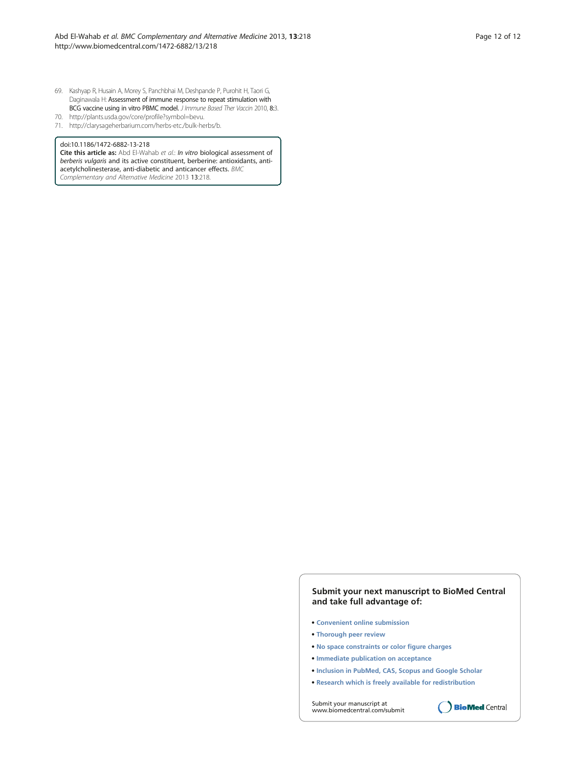69. Kashyap R, Husain A, Morey S, Panchbhai M, Deshpande P, Purohit H, Taori G, Daginawala H: **Assessment of immune response to repeat stimulation with BCG vaccine using in vitro PBMC model.** *J Immune Based Ther Vaccin* 2010, **8:**3.
70. http://plants.usda.gov/core/profile?symbol=bevu.
71. http://clarysageherbarium.com/herbs-etc./bulk-herbs/b.

doi:10.1186/1472-6882-13-218
**Cite this article as:** Abd El-Wahab *et al.*: *In vitro* biological assessment of *berberis vulgaris* and its active constituent, berberine: antioxidants, anti-acetylcholinesterase, anti-diabetic and anticancer effects. *BMC Complementary and Alternative Medicine* 2013 **13**:218.

**Submit your next manuscript to BioMed Central and take full advantage of:**

- **Convenient online submission**
- **Thorough peer review**
- **No space constraints or color figure charges**
- **Immediate publication on acceptance**
- **Inclusion in PubMed, CAS, Scopus and Google Scholar**
- **Research which is freely available for redistribution**

Submit your manuscript at
www.biomedcentral.com/submit

BioMed Central